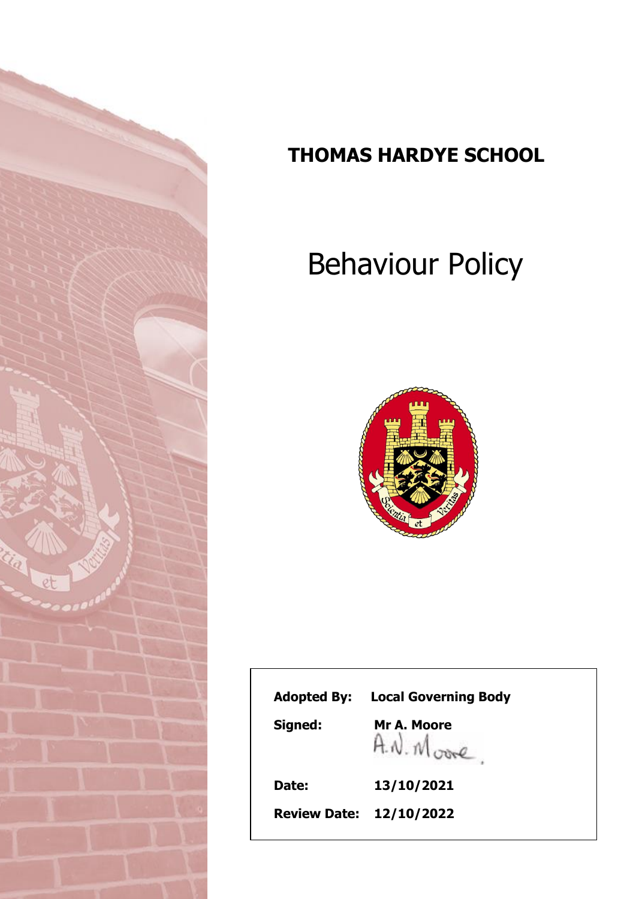# THOMAS HARDYE SCHOOL

# Behaviour Policy

**Adopted By:** **Local Governing Body**

**Signed:** **Mr A. Moore**

A.N. Moore.

**Date:** **13/10/2021**

**Review Date:** **12/10/2022**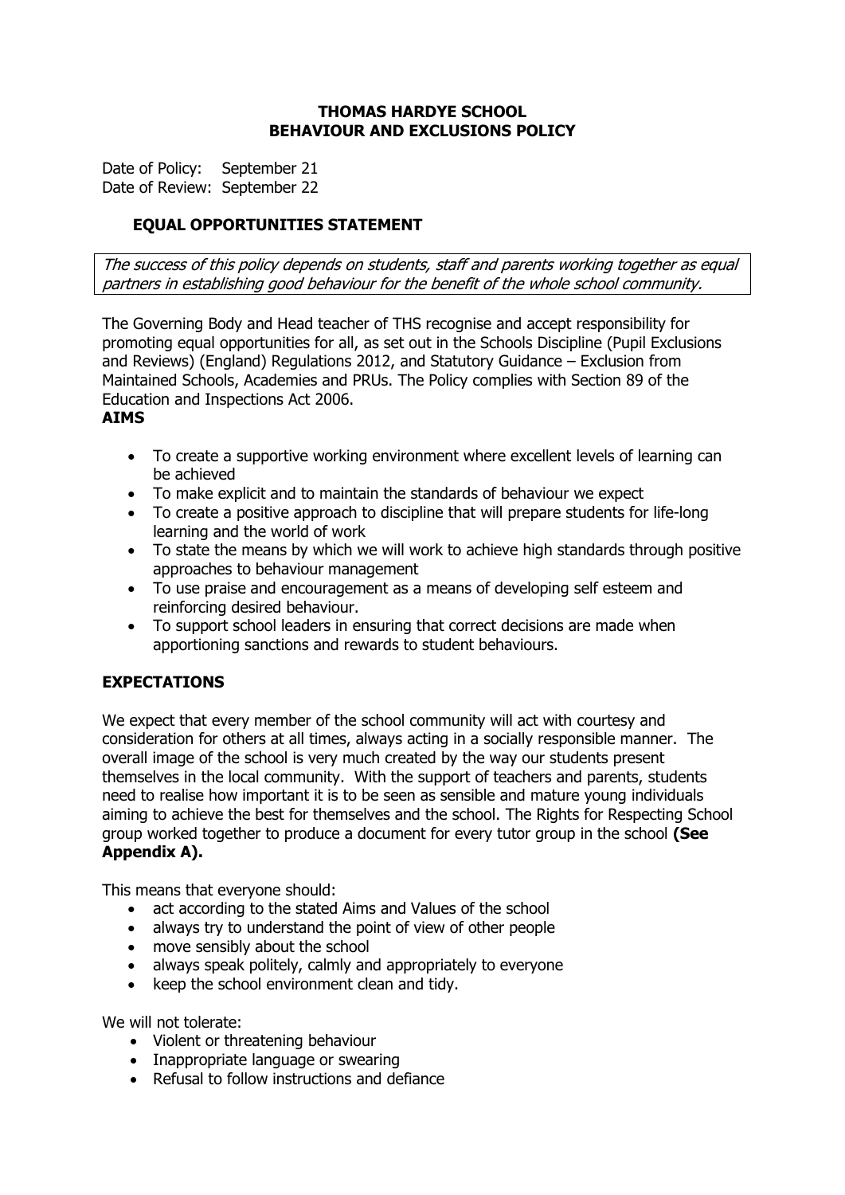**THOMAS HARDYE SCHOOL**
**BEHAVIOUR AND EXCLUSIONS POLICY**

Date of Policy: September 21
Date of Review: September 22

## EQUAL OPPORTUNITIES STATEMENT

*The success of this policy depends on students, staff and parents working together as equal partners in establishing good behaviour for the benefit of the whole school community.*

The Governing Body and Head teacher of THS recognise and accept responsibility for promoting equal opportunities for all, as set out in the Schools Discipline (Pupil Exclusions and Reviews) (England) Regulations 2012, and Statutory Guidance – Exclusion from Maintained Schools, Academies and PRUs. The Policy complies with Section 89 of the Education and Inspections Act 2006.

## AIMS

- To create a supportive working environment where excellent levels of learning can be achieved
- To make explicit and to maintain the standards of behaviour we expect
- To create a positive approach to discipline that will prepare students for life-long learning and the world of work
- To state the means by which we will work to achieve high standards through positive approaches to behaviour management
- To use praise and encouragement as a means of developing self esteem and reinforcing desired behaviour.
- To support school leaders in ensuring that correct decisions are made when apportioning sanctions and rewards to student behaviours.

## EXPECTATIONS

We expect that every member of the school community will act with courtesy and consideration for others at all times, always acting in a socially responsible manner. The overall image of the school is very much created by the way our students present themselves in the local community. With the support of teachers and parents, students need to realise how important it is to be seen as sensible and mature young individuals aiming to achieve the best for themselves and the school. The Rights for Respecting School group worked together to produce a document for every tutor group in the school **(See Appendix A).**

This means that everyone should:

- act according to the stated Aims and Values of the school
- always try to understand the point of view of other people
- move sensibly about the school
- always speak politely, calmly and appropriately to everyone
- keep the school environment clean and tidy.

We will not tolerate:

- Violent or threatening behaviour
- Inappropriate language or swearing
- Refusal to follow instructions and defiance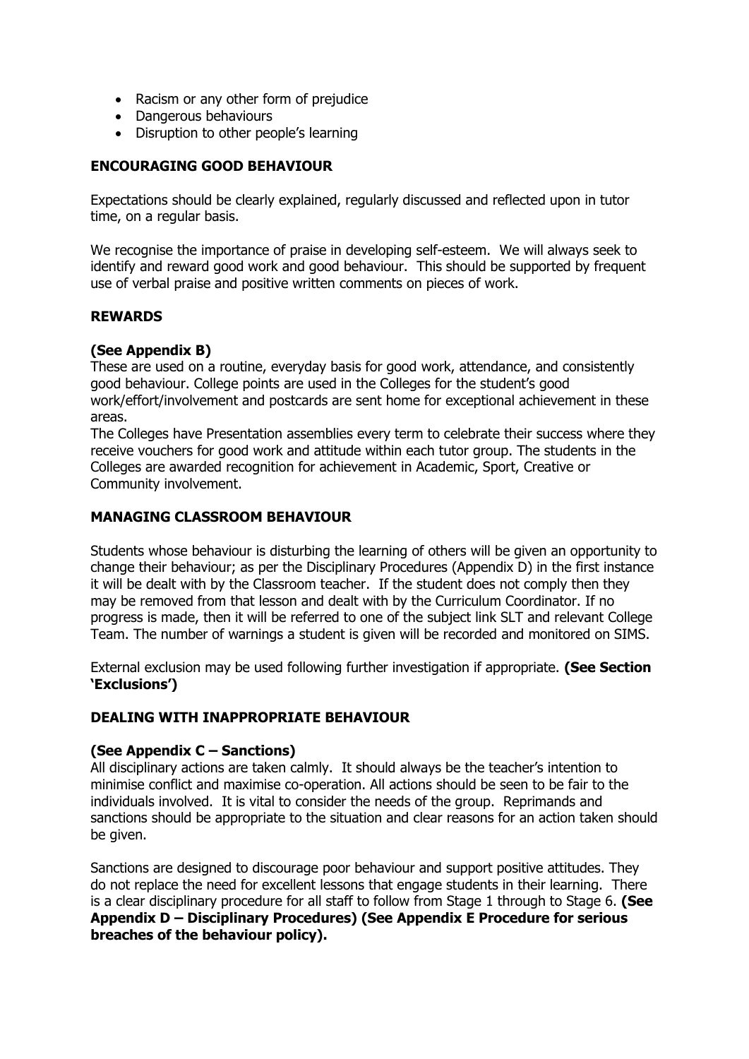- Racism or any other form of prejudice
- Dangerous behaviours
- Disruption to other people's learning

## ENCOURAGING GOOD BEHAVIOUR

Expectations should be clearly explained, regularly discussed and reflected upon in tutor time, on a regular basis.

We recognise the importance of praise in developing self-esteem. We will always seek to identify and reward good work and good behaviour. This should be supported by frequent use of verbal praise and positive written comments on pieces of work.

## REWARDS

**(See Appendix B)**

These are used on a routine, everyday basis for good work, attendance, and consistently good behaviour. College points are used in the Colleges for the student's good work/effort/involvement and postcards are sent home for exceptional achievement in these areas.

The Colleges have Presentation assemblies every term to celebrate their success where they receive vouchers for good work and attitude within each tutor group. The students in the Colleges are awarded recognition for achievement in Academic, Sport, Creative or Community involvement.

## MANAGING CLASSROOM BEHAVIOUR

Students whose behaviour is disturbing the learning of others will be given an opportunity to change their behaviour; as per the Disciplinary Procedures (Appendix D) in the first instance it will be dealt with by the Classroom teacher. If the student does not comply then they may be removed from that lesson and dealt with by the Curriculum Coordinator. If no progress is made, then it will be referred to one of the subject link SLT and relevant College Team. The number of warnings a student is given will be recorded and monitored on SIMS.

External exclusion may be used following further investigation if appropriate. **(See Section 'Exclusions')**

## DEALING WITH INAPPROPRIATE BEHAVIOUR

**(See Appendix C – Sanctions)**

All disciplinary actions are taken calmly. It should always be the teacher's intention to minimise conflict and maximise co-operation. All actions should be seen to be fair to the individuals involved. It is vital to consider the needs of the group. Reprimands and sanctions should be appropriate to the situation and clear reasons for an action taken should be given.

Sanctions are designed to discourage poor behaviour and support positive attitudes. They do not replace the need for excellent lessons that engage students in their learning. There is a clear disciplinary procedure for all staff to follow from Stage 1 through to Stage 6. **(See Appendix D – Disciplinary Procedures) (See Appendix E Procedure for serious breaches of the behaviour policy).**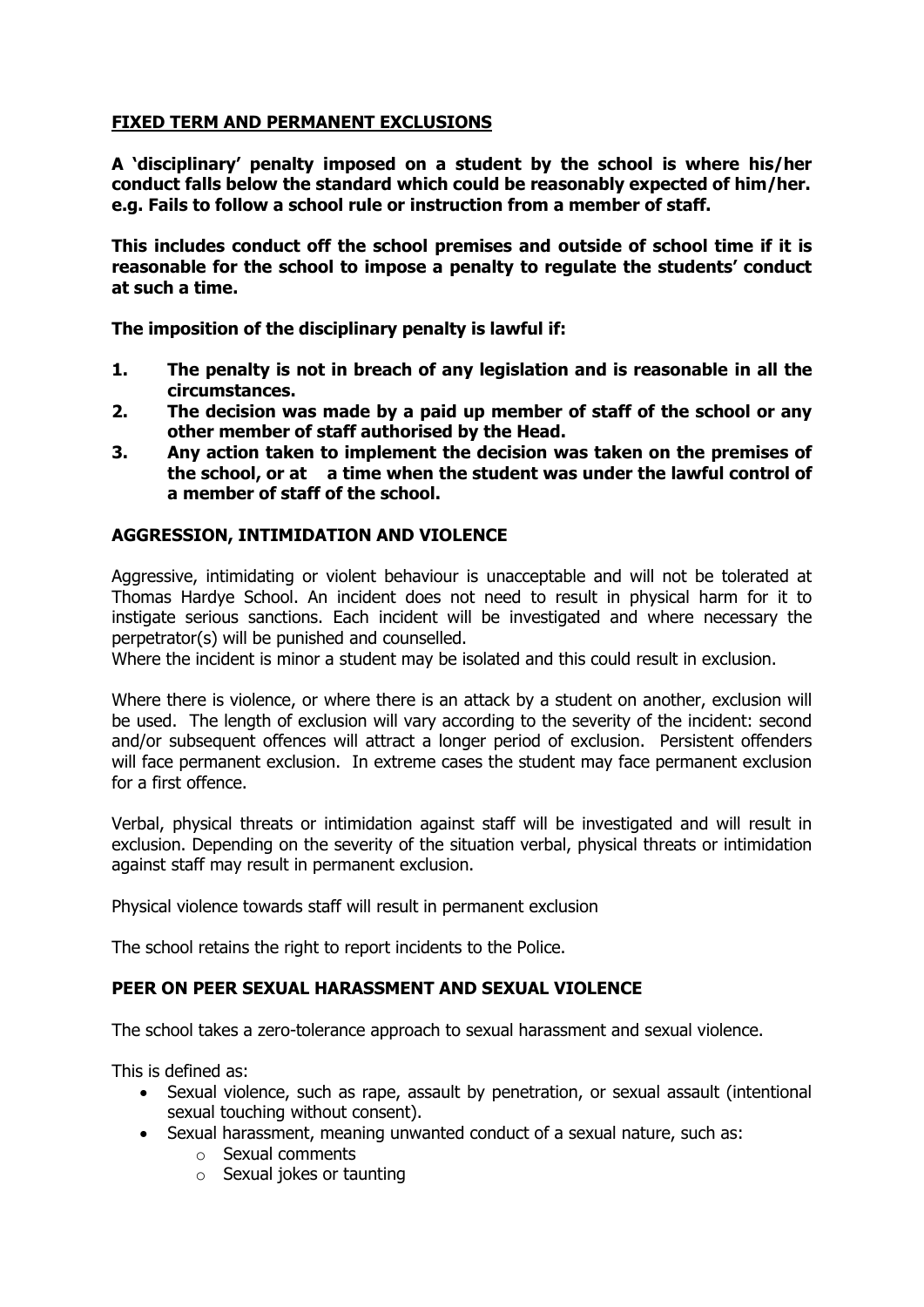## FIXED TERM AND PERMANENT EXCLUSIONS

**A 'disciplinary' penalty imposed on a student by the school is where his/her conduct falls below the standard which could be reasonably expected of him/her. e.g. Fails to follow a school rule or instruction from a member of staff.**

**This includes conduct off the school premises and outside of school time if it is reasonable for the school to impose a penalty to regulate the students' conduct at such a time.**

**The imposition of the disciplinary penalty is lawful if:**

1. **The penalty is not in breach of any legislation and is reasonable in all the circumstances.**
2. **The decision was made by a paid up member of staff of the school or any other member of staff authorised by the Head.**
3. **Any action taken to implement the decision was taken on the premises of the school, or at a time when the student was under the lawful control of a member of staff of the school.**

### AGGRESSION, INTIMIDATION AND VIOLENCE

Aggressive, intimidating or violent behaviour is unacceptable and will not be tolerated at Thomas Hardye School. An incident does not need to result in physical harm for it to instigate serious sanctions. Each incident will be investigated and where necessary the perpetrator(s) will be punished and counselled.
Where the incident is minor a student may be isolated and this could result in exclusion.

Where there is violence, or where there is an attack by a student on another, exclusion will be used. The length of exclusion will vary according to the severity of the incident: second and/or subsequent offences will attract a longer period of exclusion. Persistent offenders will face permanent exclusion. In extreme cases the student may face permanent exclusion for a first offence.

Verbal, physical threats or intimidation against staff will be investigated and will result in exclusion. Depending on the severity of the situation verbal, physical threats or intimidation against staff may result in permanent exclusion.

Physical violence towards staff will result in permanent exclusion

The school retains the right to report incidents to the Police.

### PEER ON PEER SEXUAL HARASSMENT AND SEXUAL VIOLENCE

The school takes a zero-tolerance approach to sexual harassment and sexual violence.

This is defined as:

- Sexual violence, such as rape, assault by penetration, or sexual assault (intentional sexual touching without consent).
- Sexual harassment, meaning unwanted conduct of a sexual nature, such as:
  - Sexual comments
  - Sexual jokes or taunting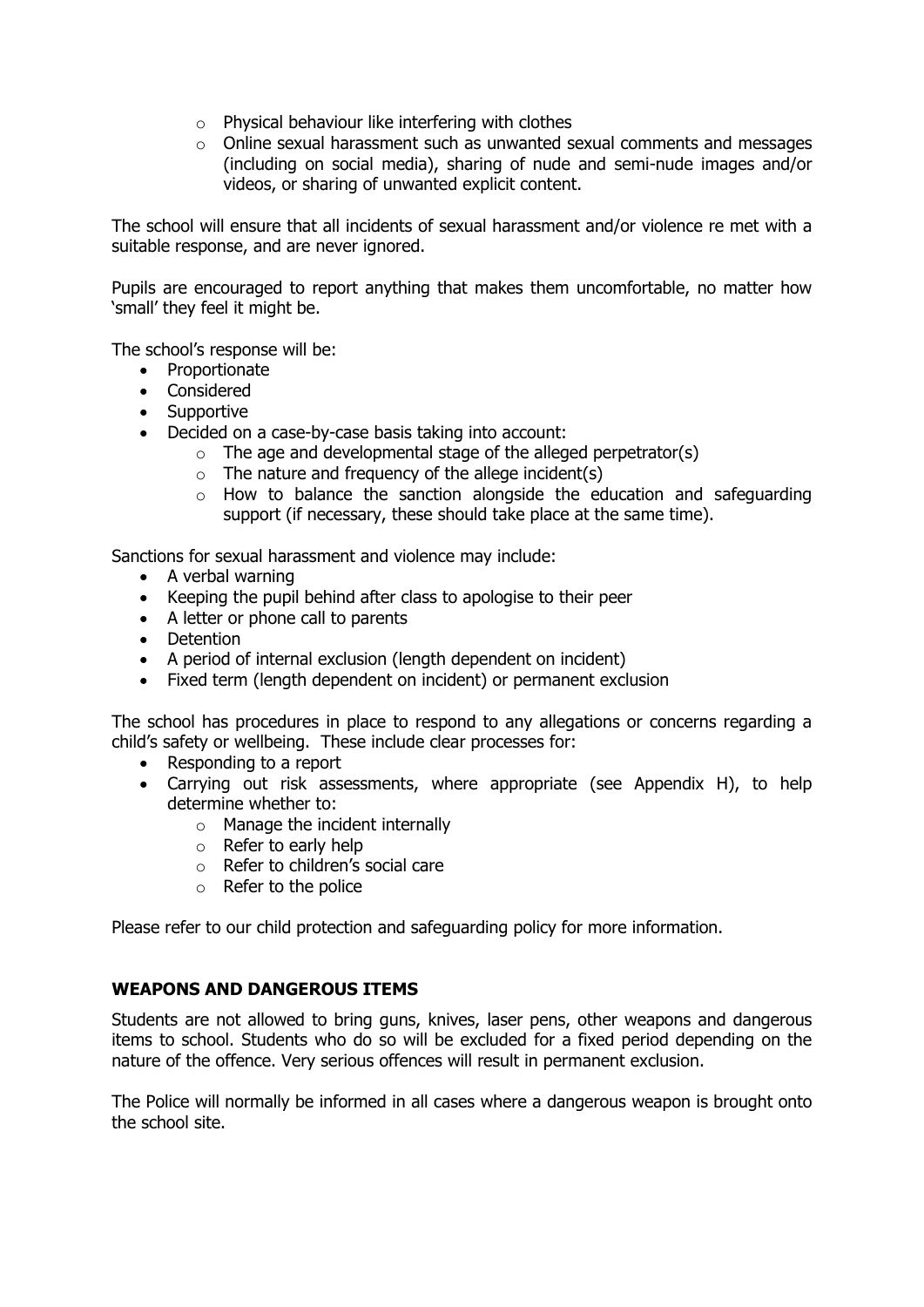- Physical behaviour like interfering with clothes
  - Online sexual harassment such as unwanted sexual comments and messages (including on social media), sharing of nude and semi-nude images and/or videos, or sharing of unwanted explicit content.

The school will ensure that all incidents of sexual harassment and/or violence re met with a suitable response, and are never ignored.

Pupils are encouraged to report anything that makes them uncomfortable, no matter how 'small' they feel it might be.

The school's response will be:

- Proportionate
- Considered
- Supportive
- Decided on a case-by-case basis taking into account:
  - The age and developmental stage of the alleged perpetrator(s)
  - The nature and frequency of the allege incident(s)
  - How to balance the sanction alongside the education and safeguarding support (if necessary, these should take place at the same time).

Sanctions for sexual harassment and violence may include:

- A verbal warning
- Keeping the pupil behind after class to apologise to their peer
- A letter or phone call to parents
- Detention
- A period of internal exclusion (length dependent on incident)
- Fixed term (length dependent on incident) or permanent exclusion

The school has procedures in place to respond to any allegations or concerns regarding a child's safety or wellbeing. These include clear processes for:

- Responding to a report
- Carrying out risk assessments, where appropriate (see Appendix H), to help determine whether to:
  - Manage the incident internally
  - Refer to early help
  - Refer to children's social care
  - Refer to the police

Please refer to our child protection and safeguarding policy for more information.

## WEAPONS AND DANGEROUS ITEMS

Students are not allowed to bring guns, knives, laser pens, other weapons and dangerous items to school. Students who do so will be excluded for a fixed period depending on the nature of the offence. Very serious offences will result in permanent exclusion.

The Police will normally be informed in all cases where a dangerous weapon is brought onto the school site.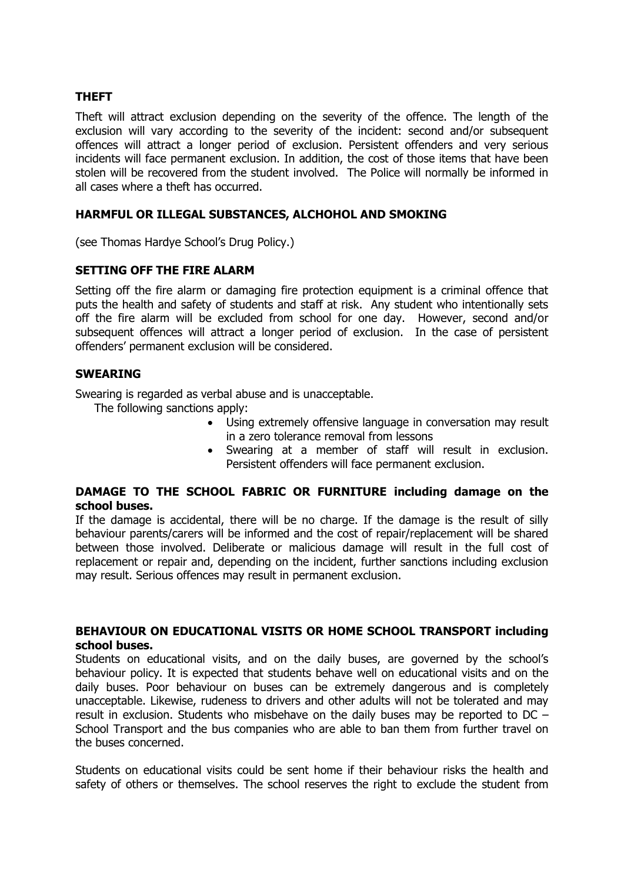**THEFT**

Theft will attract exclusion depending on the severity of the offence. The length of the exclusion will vary according to the severity of the incident: second and/or subsequent offences will attract a longer period of exclusion. Persistent offenders and very serious incidents will face permanent exclusion. In addition, the cost of those items that have been stolen will be recovered from the student involved. The Police will normally be informed in all cases where a theft has occurred.

**HARMFUL OR ILLEGAL SUBSTANCES, ALCHOHOL AND SMOKING**

(see Thomas Hardye School's Drug Policy.)

**SETTING OFF THE FIRE ALARM**

Setting off the fire alarm or damaging fire protection equipment is a criminal offence that puts the health and safety of students and staff at risk. Any student who intentionally sets off the fire alarm will be excluded from school for one day. However, second and/or subsequent offences will attract a longer period of exclusion. In the case of persistent offenders' permanent exclusion will be considered.

**SWEARING**

Swearing is regarded as verbal abuse and is unacceptable.

The following sanctions apply:

- Using extremely offensive language in conversation may result in a zero tolerance removal from lessons
- Swearing at a member of staff will result in exclusion. Persistent offenders will face permanent exclusion.

**DAMAGE TO THE SCHOOL FABRIC OR FURNITURE including damage on the school buses.**

If the damage is accidental, there will be no charge. If the damage is the result of silly behaviour parents/carers will be informed and the cost of repair/replacement will be shared between those involved. Deliberate or malicious damage will result in the full cost of replacement or repair and, depending on the incident, further sanctions including exclusion may result. Serious offences may result in permanent exclusion.

**BEHAVIOUR ON EDUCATIONAL VISITS OR HOME SCHOOL TRANSPORT including school buses.**

Students on educational visits, and on the daily buses, are governed by the school's behaviour policy. It is expected that students behave well on educational visits and on the daily buses. Poor behaviour on buses can be extremely dangerous and is completely unacceptable. Likewise, rudeness to drivers and other adults will not be tolerated and may result in exclusion. Students who misbehave on the daily buses may be reported to DC – School Transport and the bus companies who are able to ban them from further travel on the buses concerned.

Students on educational visits could be sent home if their behaviour risks the health and safety of others or themselves. The school reserves the right to exclude the student from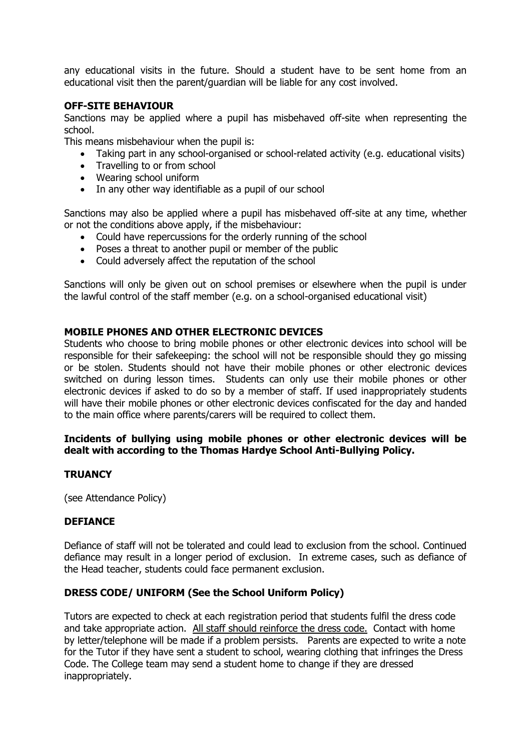any educational visits in the future. Should a student have to be sent home from an educational visit then the parent/guardian will be liable for any cost involved.

**OFF-SITE BEHAVIOUR**

Sanctions may be applied where a pupil has misbehaved off-site when representing the school.

This means misbehaviour when the pupil is:

- Taking part in any school-organised or school-related activity (e.g. educational visits)
- Travelling to or from school
- Wearing school uniform
- In any other way identifiable as a pupil of our school

Sanctions may also be applied where a pupil has misbehaved off-site at any time, whether or not the conditions above apply, if the misbehaviour:

- Could have repercussions for the orderly running of the school
- Poses a threat to another pupil or member of the public
- Could adversely affect the reputation of the school

Sanctions will only be given out on school premises or elsewhere when the pupil is under the lawful control of the staff member (e.g. on a school-organised educational visit)

**MOBILE PHONES AND OTHER ELECTRONIC DEVICES**

Students who choose to bring mobile phones or other electronic devices into school will be responsible for their safekeeping: the school will not be responsible should they go missing or be stolen. Students should not have their mobile phones or other electronic devices switched on during lesson times. Students can only use their mobile phones or other electronic devices if asked to do so by a member of staff. If used inappropriately students will have their mobile phones or other electronic devices confiscated for the day and handed to the main office where parents/carers will be required to collect them.

**Incidents of bullying using mobile phones or other electronic devices will be dealt with according to the Thomas Hardye School Anti-Bullying Policy.**

**TRUANCY**

(see Attendance Policy)

**DEFIANCE**

Defiance of staff will not be tolerated and could lead to exclusion from the school. Continued defiance may result in a longer period of exclusion. In extreme cases, such as defiance of the Head teacher, students could face permanent exclusion.

**DRESS CODE/ UNIFORM (See the School Uniform Policy)**

Tutors are expected to check at each registration period that students fulfil the dress code and take appropriate action. <u>All staff should reinforce the dress code.</u> Contact with home by letter/telephone will be made if a problem persists. Parents are expected to write a note for the Tutor if they have sent a student to school, wearing clothing that infringes the Dress Code. The College team may send a student home to change if they are dressed inappropriately.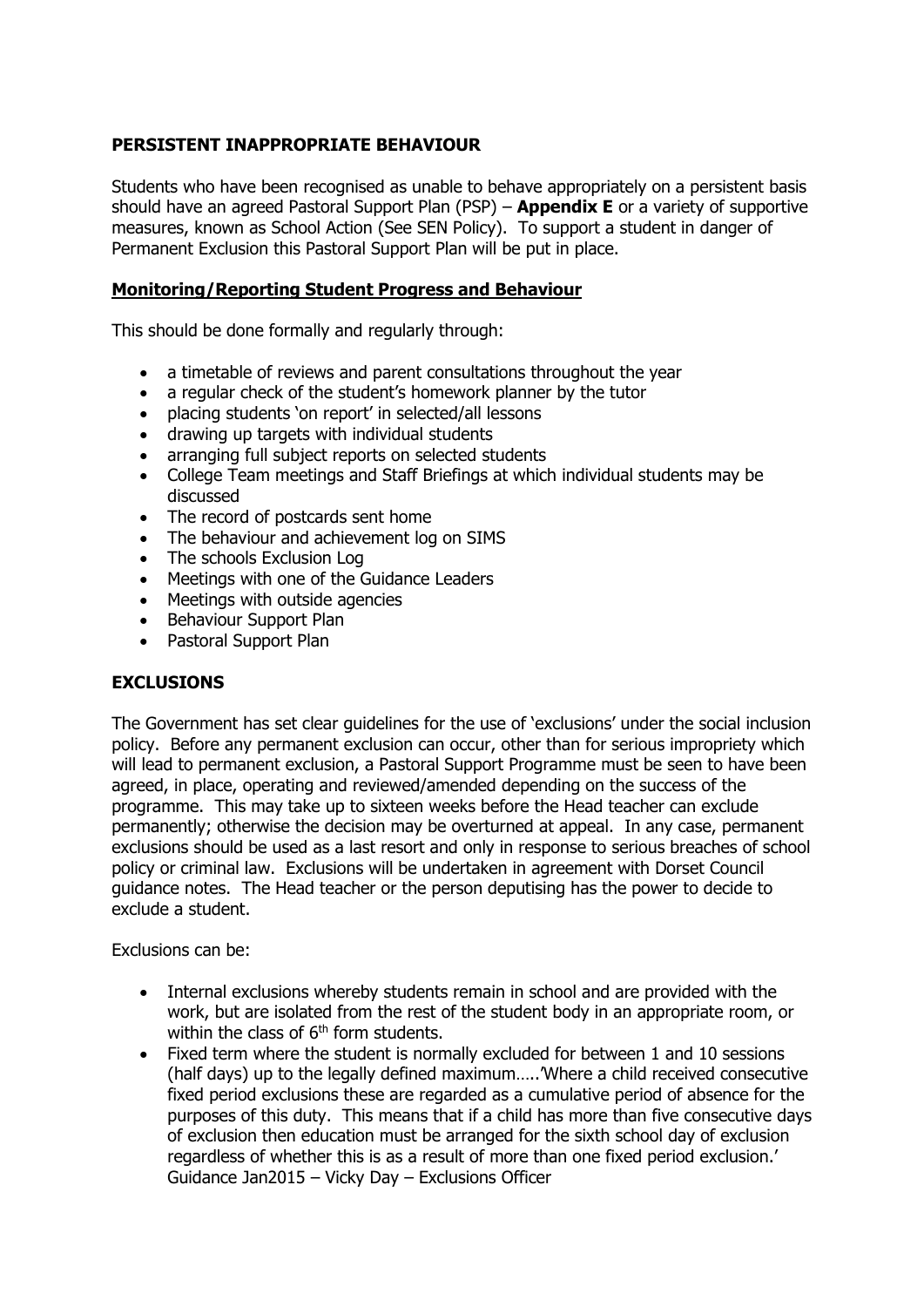## PERSISTENT INAPPROPRIATE BEHAVIOUR

Students who have been recognised as unable to behave appropriately on a persistent basis should have an agreed Pastoral Support Plan (PSP) – **Appendix E** or a variety of supportive measures, known as School Action (See SEN Policy). To support a student in danger of Permanent Exclusion this Pastoral Support Plan will be put in place.

### Monitoring/Reporting Student Progress and Behaviour

This should be done formally and regularly through:

- a timetable of reviews and parent consultations throughout the year
- a regular check of the student's homework planner by the tutor
- placing students 'on report' in selected/all lessons
- drawing up targets with individual students
- arranging full subject reports on selected students
- College Team meetings and Staff Briefings at which individual students may be discussed
- The record of postcards sent home
- The behaviour and achievement log on SIMS
- The schools Exclusion Log
- Meetings with one of the Guidance Leaders
- Meetings with outside agencies
- Behaviour Support Plan
- Pastoral Support Plan

## EXCLUSIONS

The Government has set clear guidelines for the use of 'exclusions' under the social inclusion policy. Before any permanent exclusion can occur, other than for serious impropriety which will lead to permanent exclusion, a Pastoral Support Programme must be seen to have been agreed, in place, operating and reviewed/amended depending on the success of the programme. This may take up to sixteen weeks before the Head teacher can exclude permanently; otherwise the decision may be overturned at appeal. In any case, permanent exclusions should be used as a last resort and only in response to serious breaches of school policy or criminal law. Exclusions will be undertaken in agreement with Dorset Council guidance notes. The Head teacher or the person deputising has the power to decide to exclude a student.

Exclusions can be:

- Internal exclusions whereby students remain in school and are provided with the work, but are isolated from the rest of the student body in an appropriate room, or within the class of 6th form students.
- Fixed term where the student is normally excluded for between 1 and 10 sessions (half days) up to the legally defined maximum…..'Where a child received consecutive fixed period exclusions these are regarded as a cumulative period of absence for the purposes of this duty. This means that if a child has more than five consecutive days of exclusion then education must be arranged for the sixth school day of exclusion regardless of whether this is as a result of more than one fixed period exclusion.' Guidance Jan2015 – Vicky Day – Exclusions Officer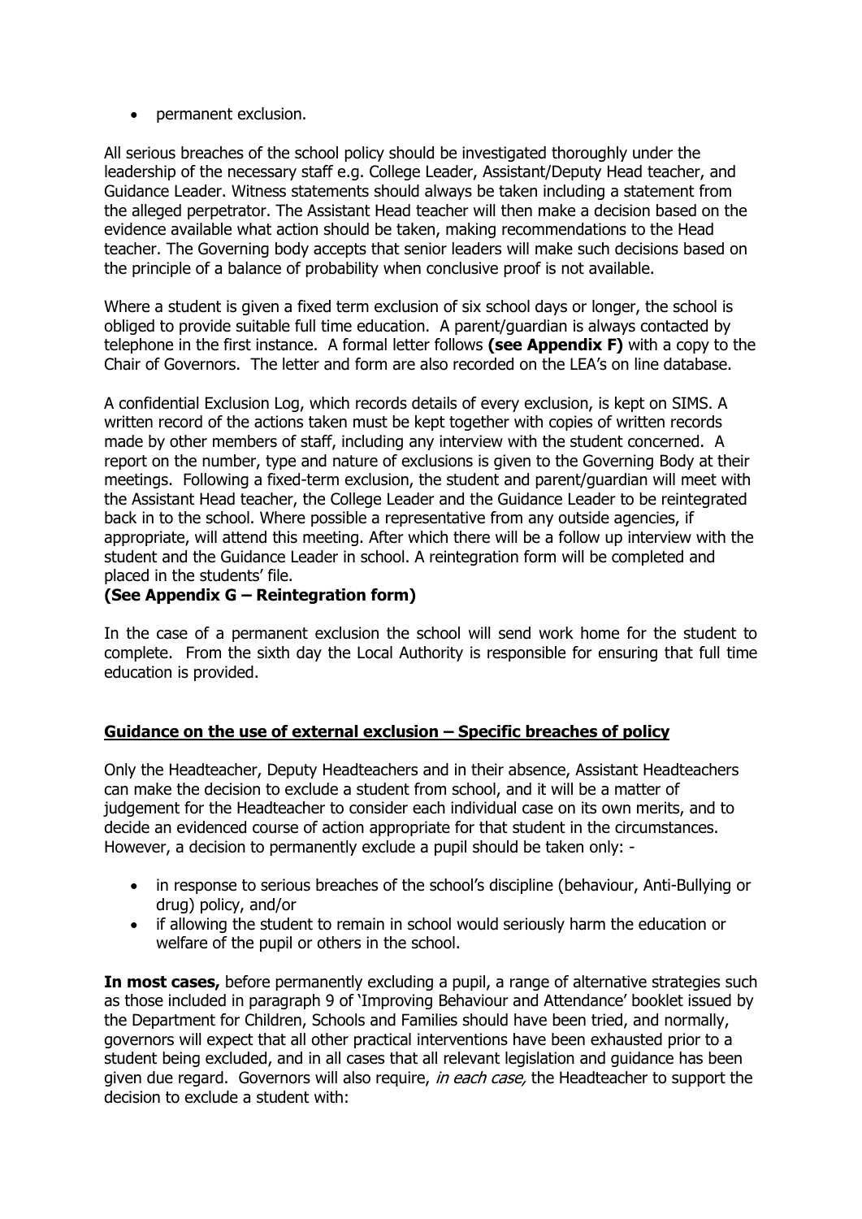- permanent exclusion.

All serious breaches of the school policy should be investigated thoroughly under the leadership of the necessary staff e.g. College Leader, Assistant/Deputy Head teacher, and Guidance Leader. Witness statements should always be taken including a statement from the alleged perpetrator. The Assistant Head teacher will then make a decision based on the evidence available what action should be taken, making recommendations to the Head teacher. The Governing body accepts that senior leaders will make such decisions based on the principle of a balance of probability when conclusive proof is not available.

Where a student is given a fixed term exclusion of six school days or longer, the school is obliged to provide suitable full time education. A parent/guardian is always contacted by telephone in the first instance. A formal letter follows **(see Appendix F)** with a copy to the Chair of Governors. The letter and form are also recorded on the LEA's on line database.

A confidential Exclusion Log, which records details of every exclusion, is kept on SIMS. A written record of the actions taken must be kept together with copies of written records made by other members of staff, including any interview with the student concerned. A report on the number, type and nature of exclusions is given to the Governing Body at their meetings. Following a fixed-term exclusion, the student and parent/guardian will meet with the Assistant Head teacher, the College Leader and the Guidance Leader to be reintegrated back in to the school. Where possible a representative from any outside agencies, if appropriate, will attend this meeting. After which there will be a follow up interview with the student and the Guidance Leader in school. A reintegration form will be completed and placed in the students' file.
**(See Appendix G – Reintegration form)**

In the case of a permanent exclusion the school will send work home for the student to complete. From the sixth day the Local Authority is responsible for ensuring that full time education is provided.

## Guidance on the use of external exclusion – Specific breaches of policy

Only the Headteacher, Deputy Headteachers and in their absence, Assistant Headteachers can make the decision to exclude a student from school, and it will be a matter of judgement for the Headteacher to consider each individual case on its own merits, and to decide an evidenced course of action appropriate for that student in the circumstances. However, a decision to permanently exclude a pupil should be taken only: -

- in response to serious breaches of the school's discipline (behaviour, Anti-Bullying or drug) policy, and/or
- if allowing the student to remain in school would seriously harm the education or welfare of the pupil or others in the school.

**In most cases,** before permanently excluding a pupil, a range of alternative strategies such as those included in paragraph 9 of 'Improving Behaviour and Attendance' booklet issued by the Department for Children, Schools and Families should have been tried, and normally, governors will expect that all other practical interventions have been exhausted prior to a student being excluded, and in all cases that all relevant legislation and guidance has been given due regard. Governors will also require, *in each case,* the Headteacher to support the decision to exclude a student with: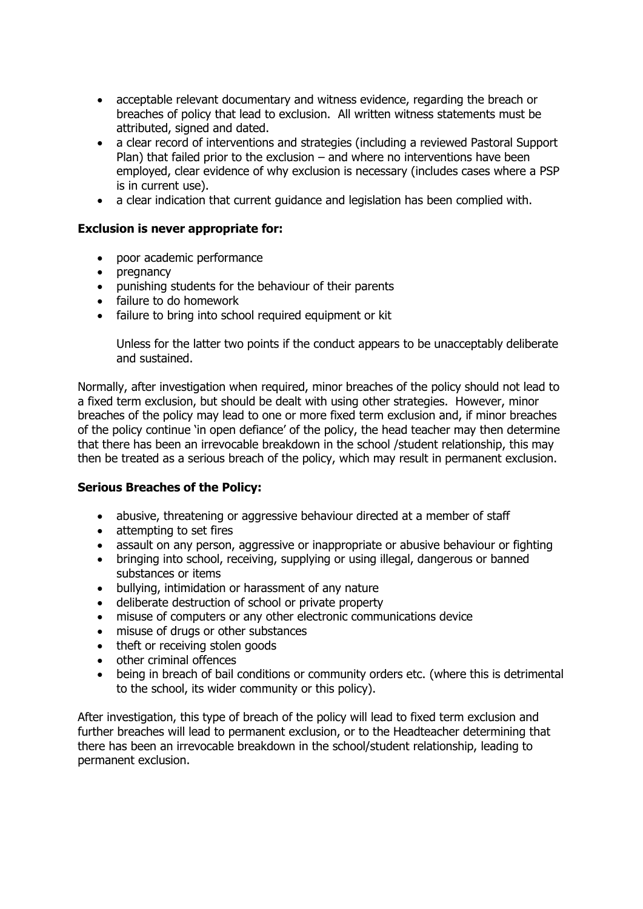- acceptable relevant documentary and witness evidence, regarding the breach or breaches of policy that lead to exclusion. All written witness statements must be attributed, signed and dated.
- a clear record of interventions and strategies (including a reviewed Pastoral Support Plan) that failed prior to the exclusion – and where no interventions have been employed, clear evidence of why exclusion is necessary (includes cases where a PSP is in current use).
- a clear indication that current guidance and legislation has been complied with.

**Exclusion is never appropriate for:**

- poor academic performance
- pregnancy
- punishing students for the behaviour of their parents
- failure to do homework
- failure to bring into school required equipment or kit

  Unless for the latter two points if the conduct appears to be unacceptably deliberate and sustained.

Normally, after investigation when required, minor breaches of the policy should not lead to a fixed term exclusion, but should be dealt with using other strategies. However, minor breaches of the policy may lead to one or more fixed term exclusion and, if minor breaches of the policy continue 'in open defiance' of the policy, the head teacher may then determine that there has been an irrevocable breakdown in the school /student relationship, this may then be treated as a serious breach of the policy, which may result in permanent exclusion.

**Serious Breaches of the Policy:**

- abusive, threatening or aggressive behaviour directed at a member of staff
- attempting to set fires
- assault on any person, aggressive or inappropriate or abusive behaviour or fighting
- bringing into school, receiving, supplying or using illegal, dangerous or banned substances or items
- bullying, intimidation or harassment of any nature
- deliberate destruction of school or private property
- misuse of computers or any other electronic communications device
- misuse of drugs or other substances
- theft or receiving stolen goods
- other criminal offences
- being in breach of bail conditions or community orders etc. (where this is detrimental to the school, its wider community or this policy).

After investigation, this type of breach of the policy will lead to fixed term exclusion and further breaches will lead to permanent exclusion, or to the Headteacher determining that there has been an irrevocable breakdown in the school/student relationship, leading to permanent exclusion.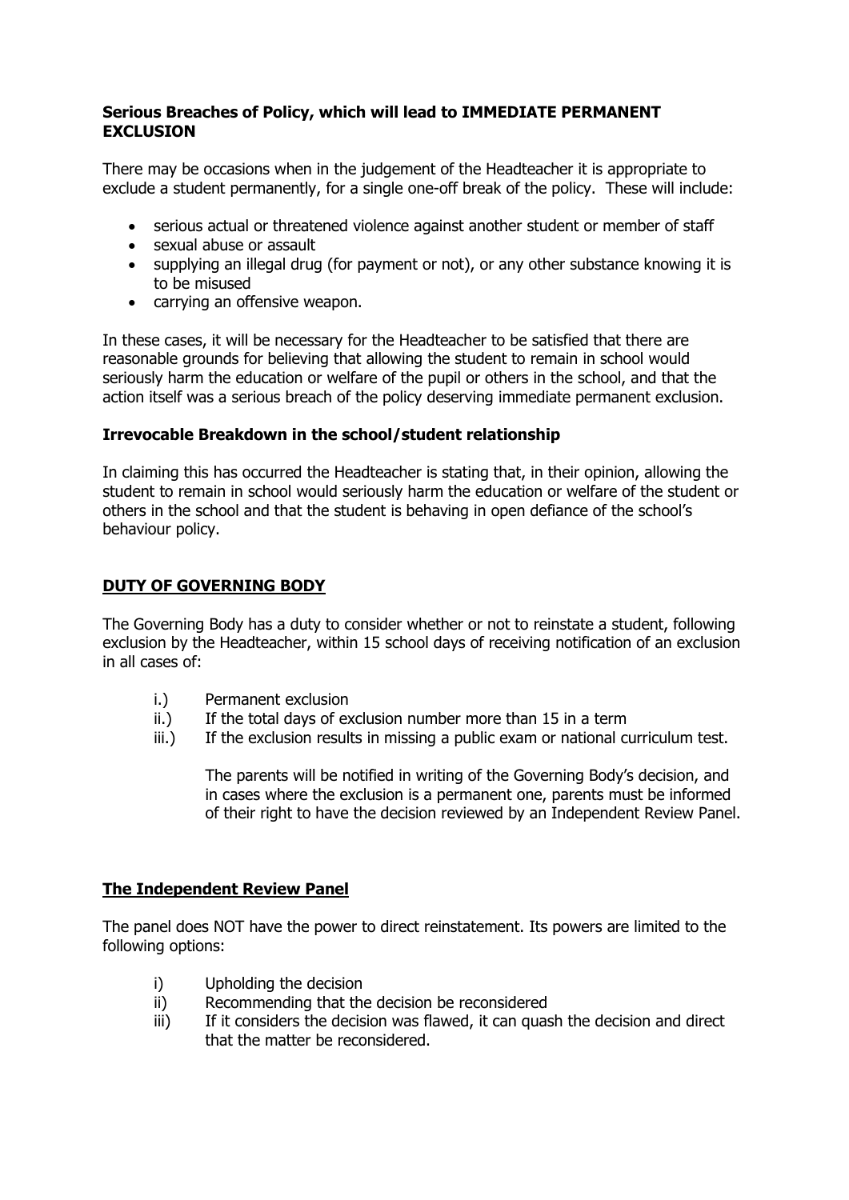**Serious Breaches of Policy, which will lead to IMMEDIATE PERMANENT EXCLUSION**

There may be occasions when in the judgement of the Headteacher it is appropriate to exclude a student permanently, for a single one-off break of the policy. These will include:

- serious actual or threatened violence against another student or member of staff
- sexual abuse or assault
- supplying an illegal drug (for payment or not), or any other substance knowing it is to be misused
- carrying an offensive weapon.

In these cases, it will be necessary for the Headteacher to be satisfied that there are reasonable grounds for believing that allowing the student to remain in school would seriously harm the education or welfare of the pupil or others in the school, and that the action itself was a serious breach of the policy deserving immediate permanent exclusion.

**Irrevocable Breakdown in the school/student relationship**

In claiming this has occurred the Headteacher is stating that, in their opinion, allowing the student to remain in school would seriously harm the education or welfare of the student or others in the school and that the student is behaving in open defiance of the school's behaviour policy.

## DUTY OF GOVERNING BODY

The Governing Body has a duty to consider whether or not to reinstate a student, following exclusion by the Headteacher, within 15 school days of receiving notification of an exclusion in all cases of:

i.) Permanent exclusion
ii.) If the total days of exclusion number more than 15 in a term
iii.) If the exclusion results in missing a public exam or national curriculum test.

The parents will be notified in writing of the Governing Body's decision, and in cases where the exclusion is a permanent one, parents must be informed of their right to have the decision reviewed by an Independent Review Panel.

## The Independent Review Panel

The panel does NOT have the power to direct reinstatement. Its powers are limited to the following options:

i) Upholding the decision
ii) Recommending that the decision be reconsidered
iii) If it considers the decision was flawed, it can quash the decision and direct that the matter be reconsidered.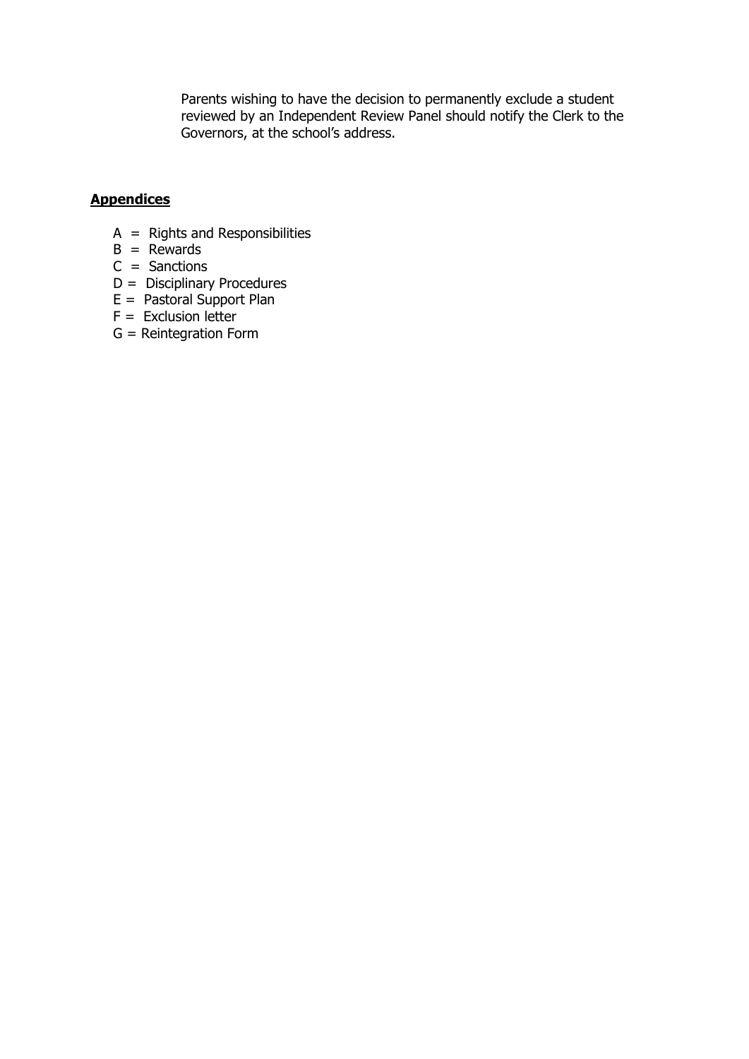Parents wishing to have the decision to permanently exclude a student reviewed by an Independent Review Panel should notify the Clerk to the Governors, at the school's address.

**Appendices**

- A = Rights and Responsibilities
- B = Rewards
- C = Sanctions
- D = Disciplinary Procedures
- E = Pastoral Support Plan
- F = Exclusion letter
- G = Reintegration Form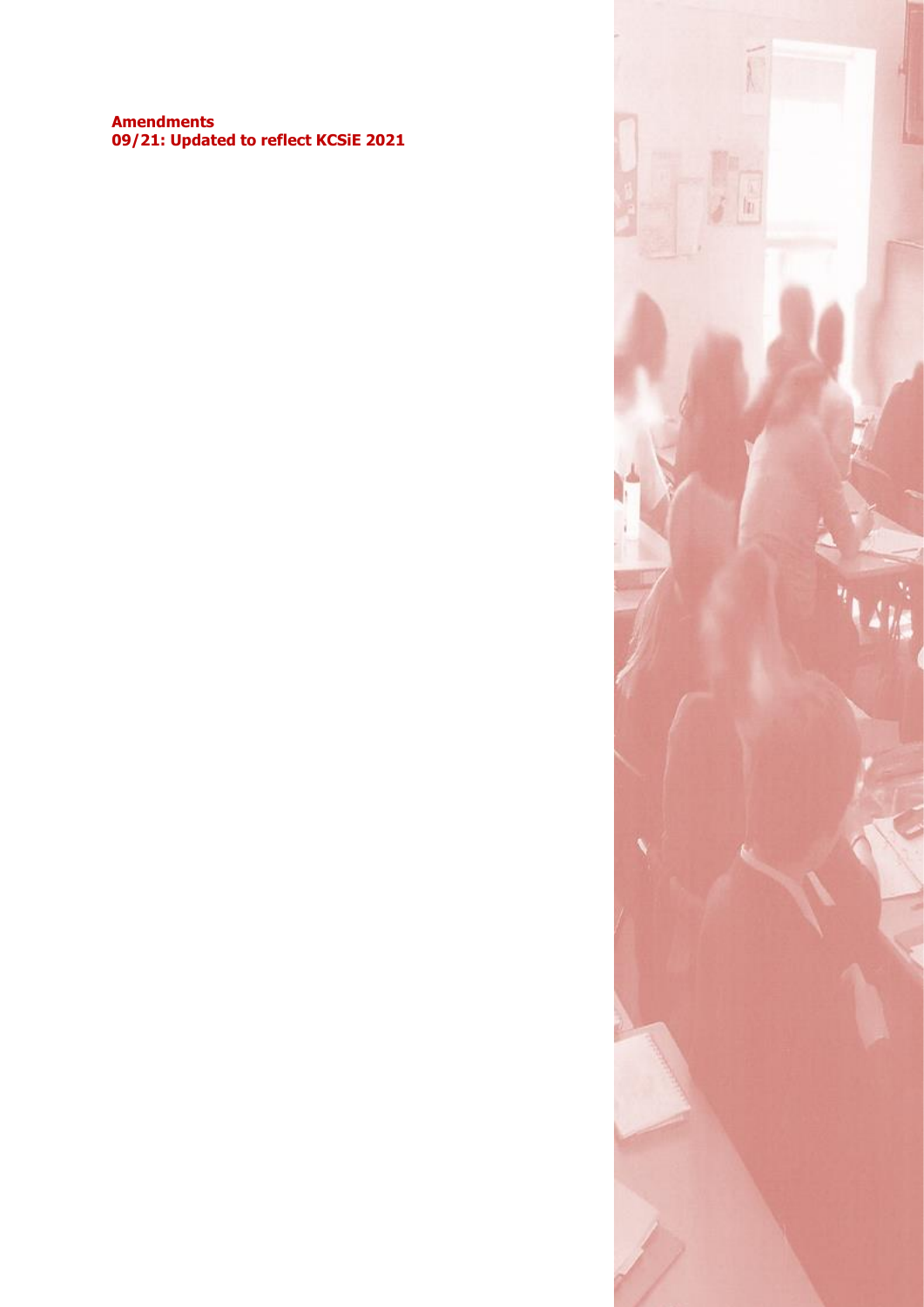**Amendments**
**09/21: Updated to reflect KCSiE 2021**